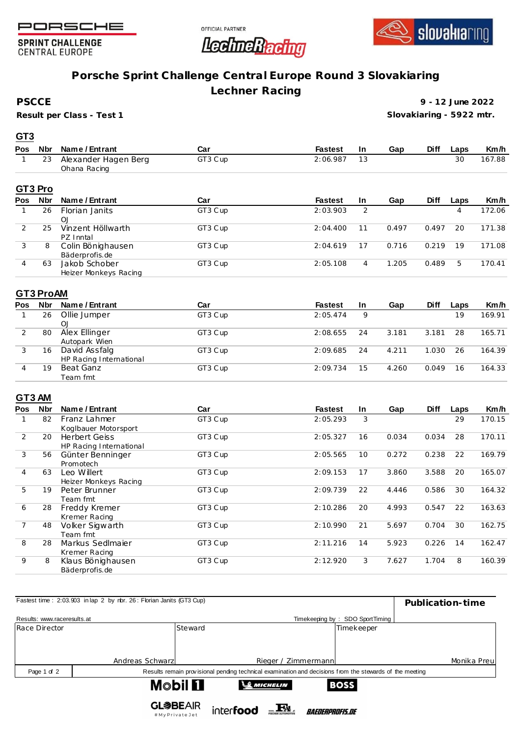PORSCHE SPRINT CHALLENGE CENTRAL EUROPE

OFFICIAL PARTNER LechneRacing

slovakiaring

# Porsche Sprint Challenge Central Europe Round 3 Slovakiaring
## Lechner Racing

**PSCCE** — **9 - 12 June 2022**

**Result per Class - Test 1** — **Slovakiaring - 5922 mtr.**

### GT3

| Pos | Nbr | Name / Entrant | Car | Fastest | In | Gap | Diff | Laps | Km/h |
|---|---|---|---|---|---|---|---|---|---|
| 1 | 23 | Alexander Hagen Berg<br>Ohana Racing | GT3 Cup | 2:06.987 | 13 | | | 30 | 167.88 |

### GT3 Pro

| Pos | Nbr | Name / Entrant | Car | Fastest | In | Gap | Diff | Laps | Km/h |
|---|---|---|---|---|---|---|---|---|---|
| 1 | 26 | Florian Janits<br>OJ | GT3 Cup | 2:03.903 | 2 | | | 4 | 172.06 |
| 2 | 25 | Vinzent Höllwarth<br>PZ Inntal | GT3 Cup | 2:04.400 | 11 | 0.497 | 0.497 | 20 | 171.38 |
| 3 | 8 | Colin Bönighausen<br>Bäderprofis.de | GT3 Cup | 2:04.619 | 17 | 0.716 | 0.219 | 19 | 171.08 |
| 4 | 63 | Jakob Schober<br>Heizer Monkeys Racing | GT3 Cup | 2:05.108 | 4 | 1.205 | 0.489 | 5 | 170.41 |

### GT3 ProAM

| Pos | Nbr | Name / Entrant | Car | Fastest | In | Gap | Diff | Laps | Km/h |
|---|---|---|---|---|---|---|---|---|---|
| 1 | 26 | Ollie Jumper<br>OJ | GT3 Cup | 2:05.474 | 9 | | | 19 | 169.91 |
| 2 | 80 | Alex Ellinger<br>Autopark Wien | GT3 Cup | 2:08.655 | 24 | 3.181 | 3.181 | 28 | 165.71 |
| 3 | 16 | David Assfalg<br>HP Racing International | GT3 Cup | 2:09.685 | 24 | 4.211 | 1.030 | 26 | 164.39 |
| 4 | 19 | Beat Ganz<br>Team fmt | GT3 Cup | 2:09.734 | 15 | 4.260 | 0.049 | 16 | 164.33 |

### GT3 AM

| Pos | Nbr | Name / Entrant | Car | Fastest | In | Gap | Diff | Laps | Km/h |
|---|---|---|---|---|---|---|---|---|---|
| 1 | 82 | Franz Lahmer<br>Koglbauer Motorsport | GT3 Cup | 2:05.293 | 3 | | | 29 | 170.15 |
| 2 | 20 | Herbert Geiss<br>HP Racing International | GT3 Cup | 2:05.327 | 16 | 0.034 | 0.034 | 28 | 170.11 |
| 3 | 56 | Günter Benninger<br>Promotech | GT3 Cup | 2:05.565 | 10 | 0.272 | 0.238 | 22 | 169.79 |
| 4 | 63 | Leo Willert<br>Heizer Monkeys Racing | GT3 Cup | 2:09.153 | 17 | 3.860 | 3.588 | 20 | 165.07 |
| 5 | 19 | Peter Brunner<br>Team fmt | GT3 Cup | 2:09.739 | 22 | 4.446 | 0.586 | 30 | 164.32 |
| 6 | 28 | Freddy Kremer<br>Kremer Racing | GT3 Cup | 2:10.286 | 20 | 4.993 | 0.547 | 22 | 163.63 |
| 7 | 48 | Volker Sigwarth<br>Team fmt | GT3 Cup | 2:10.990 | 21 | 5.697 | 0.704 | 30 | 162.75 |
| 8 | 28 | Markus Sedlmaier<br>Kremer Racing | GT3 Cup | 2:11.216 | 14 | 5.923 | 0.226 | 14 | 162.47 |
| 9 | 8 | Klaus Bönighausen<br>Bäderprofis.de | GT3 Cup | 2:12.920 | 3 | 7.627 | 1.704 | 8 | 160.39 |

Fastest time : 2:03.903 in lap 2 by nbr. 26 : Florian Janits (GT3 Cup)

**Publication-time**

Results: www.raceresults.at

Timekeeping by : SDO SportTiming

| Race Director | Steward | Timekeeper |
|---|---|---|
| Andreas Schwarz | Rieger / Zimmermann | Monika Preu |

Results remain provisional pending technical examination and decisions from the stewards of the meeting

Mobil 1 · MICHELIN · BOSS · GLOBEAIR #MyPrivateJet · interfood · FA Fischer Automotive · BAEDERPROFIS.DE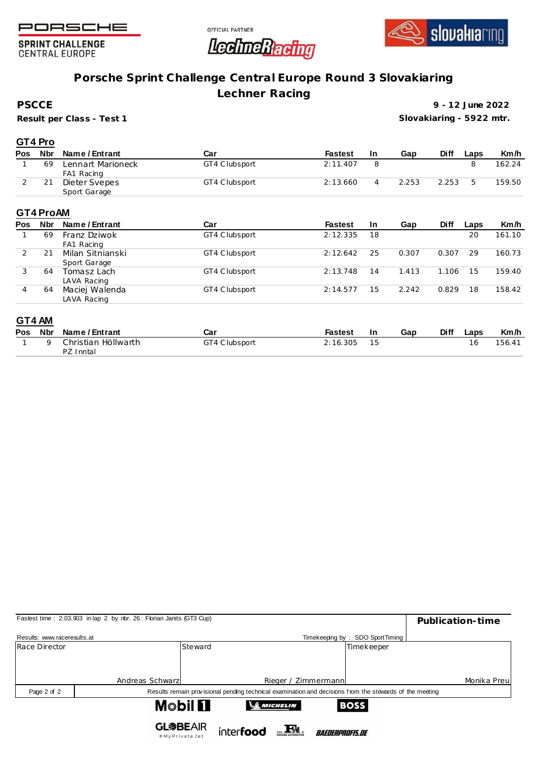# Porsche Sprint Challenge Central Europe Round 3 Slovakiaring
## Lechner Racing

**PSCCE** — **9 - 12 June 2022**

**Result per Class - Test 1** — **Slovakiaring - 5922 mtr.**

### GT4 Pro

| Pos | Nbr | Name / Entrant | Car | Fastest | In | Gap | Diff | Laps | Km/h |
|---|---|---|---|---|---|---|---|---|---|
| 1 | 69 | Lennart Marioneck<br>FA1 Racing | GT4 Clubsport | 2:11.407 | 8 | | | 8 | 162.24 |
| 2 | 21 | Dieter Svepes<br>Sport Garage | GT4 Clubsport | 2:13.660 | 4 | 2.253 | 2.253 | 5 | 159.50 |

### GT4 ProAM

| Pos | Nbr | Name / Entrant | Car | Fastest | In | Gap | Diff | Laps | Km/h |
|---|---|---|---|---|---|---|---|---|---|
| 1 | 69 | Franz Dziwok<br>FA1 Racing | GT4 Clubsport | 2:12.335 | 18 | | | 20 | 161.10 |
| 2 | 21 | Milan Sitnianski<br>Sport Garage | GT4 Clubsport | 2:12.642 | 25 | 0.307 | 0.307 | 29 | 160.73 |
| 3 | 64 | Tomasz Lach<br>LAVA Racing | GT4 Clubsport | 2:13.748 | 14 | 1.413 | 1.106 | 15 | 159.40 |
| 4 | 64 | Maciej Walenda<br>LAVA Racing | GT4 Clubsport | 2:14.577 | 15 | 2.242 | 0.829 | 18 | 158.42 |

### GT4 AM

| Pos | Nbr | Name / Entrant | Car | Fastest | In | Gap | Diff | Laps | Km/h |
|---|---|---|---|---|---|---|---|---|---|
| 1 | 9 | Christian Höllwarth<br>PZ Inntal | GT4 Clubsport | 2:16.305 | 15 | | | 16 | 156.41 |

Fastest time : 2:03.903 in lap 2 by nbr. 26 : Florian Janits (GT3 Cup)

Results: www.raceresults.at

Timekeeping by : SDO SportTiming

**Publication-time**

| Race Director | Steward | Timekeeper |
|---|---|---|
| Andreas Schwarz | Rieger / Zimmermann | Monika Preu |

Results remain provisional pending technical examination and decisions from the stewards of the meeting